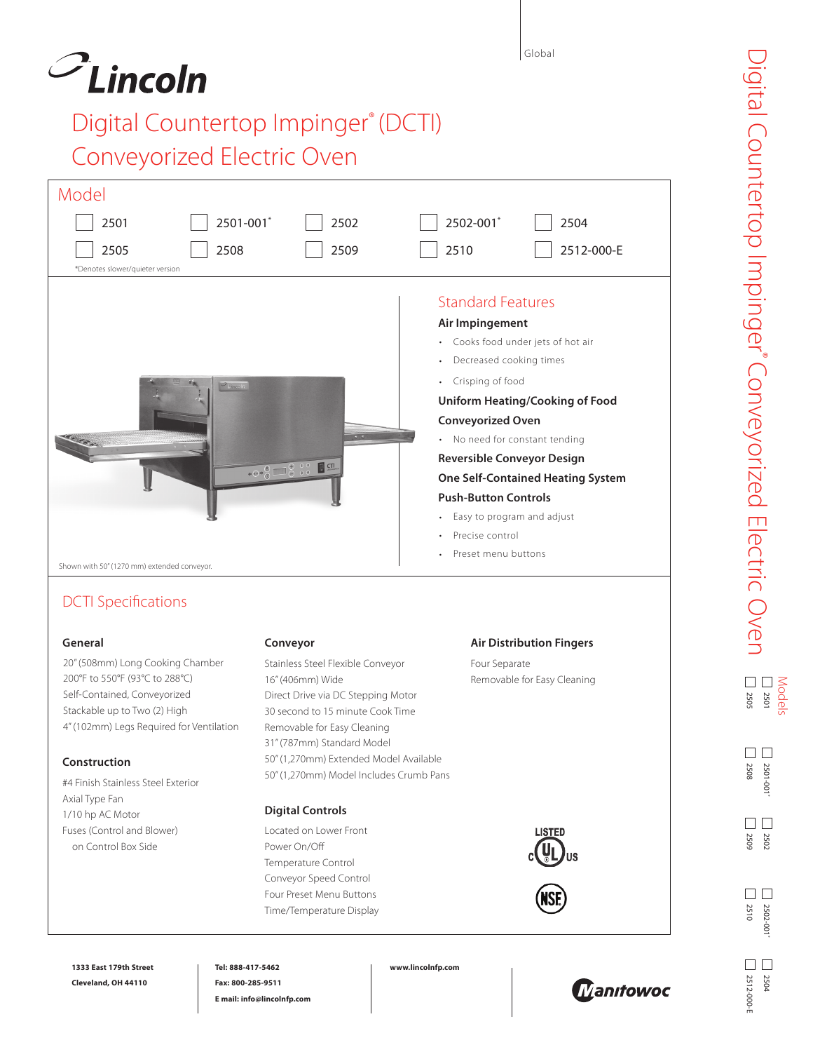Global

# Lincoln

## Digital Countertop Impinger® (DCTI) Conveyorized Electric Oven

### Model

- ☐ 2501
- ☐ 2501-001*
- ☐ 2502
- ☐ 2502-001*
- ☐ 2504
- ☐ 2505
- ☐ 2508
- ☐ 2509
- ☐ 2510
- ☐ 2512-000-E

*Denotes slower/quieter version

Shown with 50" (1270 mm) extended conveyor.

### Standard Features

**Air Impingement**

- Cooks food under jets of hot air
- Decreased cooking times
- Crisping of food

**Uniform Heating/Cooking of Food**

**Conveyorized Oven**

- No need for constant tending

**Reversible Conveyor Design**

**One Self-Contained Heating System**

**Push-Button Controls**

- Easy to program and adjust
- Precise control
- Preset menu buttons

### DCTI Specifications

#### General

20" (508mm) Long Cooking Chamber
200°F to 550°F (93°C to 288°C)
Self-Contained, Conveyorized
Stackable up to Two (2) High
4" (102mm) Legs Required for Ventilation

#### Construction

#4 Finish Stainless Steel Exterior
Axial Type Fan
1/10 hp AC Motor
Fuses (Control and Blower)
on Control Box Side

#### Conveyor

Stainless Steel Flexible Conveyor
16" (406mm) Wide
Direct Drive via DC Stepping Motor
30 second to 15 minute Cook Time
Removable for Easy Cleaning
31" (787mm) Standard Model
50" (1,270mm) Extended Model Available
50" (1,270mm) Model Includes Crumb Pans

#### Digital Controls

Located on Lower Front
Power On/Off
Temperature Control
Conveyor Speed Control
Four Preset Menu Buttons
Time/Temperature Display

#### Air Distribution Fingers

Four Separate
Removable for Easy Cleaning

LISTED c UL US

NSF

1333 East 179th Street
Cleveland, OH 44110

Tel: 888-417-5462
Fax: 800-285-9511
E mail: info@lincolnfp.com

www.lincolnfp.com

Manitowoc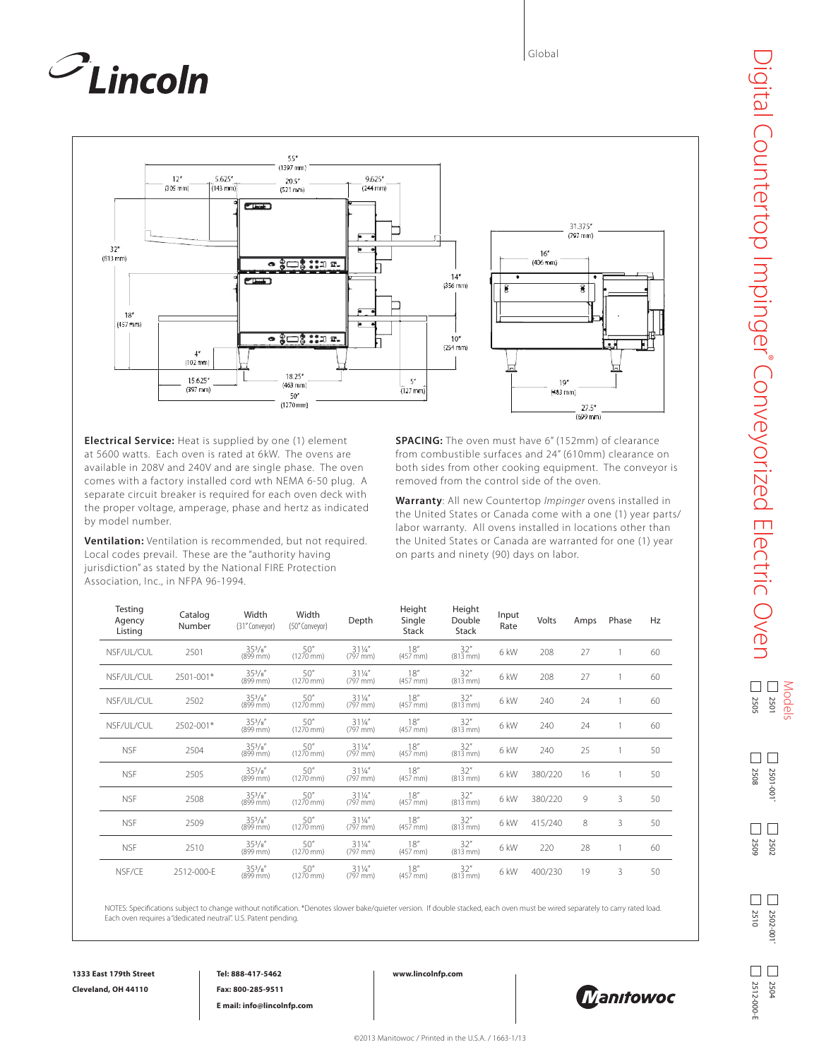Lincoln

Global

# Digital Countertop Impinger® Conveyorized Electric Oven

Models

☐ 2501 ☐ 2501-001* ☐ 2502 ☐ 2502-001* ☐ 2504

☐ 2505 ☐ 2508 ☐ 2509 ☐ 2510 ☐ 2512-000-E

55" (1397 mm)

12" (305 mm)

5.625" (143 mm)

20.5" (521 mm)

9.625" (244 mm)

32" (813 mm)

18" (457 mm)

14" (356 mm)

10" (254 mm)

4" (102 mm)

15.625" (397 mm)

18.25" (463 mm)

50" (1270 mm)

5" (127 mm)

31.375" (797 mm)

16" (406 mm)

19" (483 mm)

27.5" (699 mm)

**Electrical Service:** Heat is supplied by one (1) element at 5600 watts. Each oven is rated at 6kW. The ovens are available in 208V and 240V and are single phase. The oven comes with a factory installed cord wth NEMA 6-50 plug. A separate circuit breaker is required for each oven deck with the proper voltage, amperage, phase and hertz as indicated by model number.

**Ventilation:** Ventilation is recommended, but not required. Local codes prevail. These are the "authority having jurisdiction" as stated by the National FIRE Protection Association, Inc., in NFPA 96-1994.

**SPACING:** The oven must have 6" (152mm) of clearance from combustible surfaces and 24" (610mm) clearance on both sides from other cooking equipment. The conveyor is removed from the control side of the oven.

**Warranty**: All new Countertop *Impinger* ovens installed in the United States or Canada come with a one (1) year parts/ labor warranty. All ovens installed in locations other than the United States or Canada are warranted for one (1) year on parts and ninety (90) days on labor.

| Testing Agency Listing | Catalog Number | Width (31" Conveyor) | Width (50" Conveyor) | Depth | Height Single Stack | Height Double Stack | Input Rate | Volts | Amps | Phase | Hz |
|---|---|---|---|---|---|---|---|---|---|---|---|
| NSF/UL/CUL | 2501 | 35³/₈" (899 mm) | 50" (1270 mm) | 31¼" (797 mm) | 18" (457 mm) | 32" (813 mm) | 6 kW | 208 | 27 | 1 | 60 |
| NSF/UL/CUL | 2501-001* | 35³/₈" (899 mm) | 50" (1270 mm) | 31¼" (797 mm) | 18" (457 mm) | 32" (813 mm) | 6 kW | 208 | 27 | 1 | 60 |
| NSF/UL/CUL | 2502 | 35³/₈" (899 mm) | 50" (1270 mm) | 31¼" (797 mm) | 18" (457 mm) | 32" (813 mm) | 6 kW | 240 | 24 | 1 | 60 |
| NSF/UL/CUL | 2502-001* | 35³/₈" (899 mm) | 50" (1270 mm) | 31¼" (797 mm) | 18" (457 mm) | 32" (813 mm) | 6 kW | 240 | 24 | 1 | 60 |
| NSF | 2504 | 35³/₈" (899 mm) | 50" (1270 mm) | 31¼" (797 mm) | 18" (457 mm) | 32" (813 mm) | 6 kW | 240 | 25 | 1 | 50 |
| NSF | 2505 | 35³/₈" (899 mm) | 50" (1270 mm) | 31¼" (797 mm) | 18" (457 mm) | 32" (813 mm) | 6 kW | 380/220 | 16 | 1 | 50 |
| NSF | 2508 | 35³/₈" (899 mm) | 50" (1270 mm) | 31¼" (797 mm) | 18" (457 mm) | 32" (813 mm) | 6 kW | 380/220 | 9 | 3 | 50 |
| NSF | 2509 | 35³/₈" (899 mm) | 50" (1270 mm) | 31¼" (797 mm) | 18" (457 mm) | 32" (813 mm) | 6 kW | 415/240 | 8 | 3 | 50 |
| NSF | 2510 | 35³/₈" (899 mm) | 50" (1270 mm) | 31¼" (797 mm) | 18" (457 mm) | 32" (813 mm) | 6 kW | 220 | 28 | 1 | 60 |
| NSF/CE | 2512-000-E | 35³/₈" (899 mm) | 50" (1270 mm) | 31¼" (797 mm) | 18" (457 mm) | 32" (813 mm) | 6 kW | 400/230 | 19 | 3 | 50 |

NOTES: Specifications subject to change without notification. *Denotes slower bake/quieter version. If double stacked, each oven must be wired separately to carry rated load. Each oven requires a "dedicated neutral". U.S. Patent pending.

**1333 East 179th Street**
**Cleveland, OH 44110**

**Tel: 888-417-5462**
**Fax: 800-285-9511**
**E mail: info@lincolnfp.com**

**www.lincolnfp.com**

Manitowoc

©2013 Manitowoc / Printed in the U.S.A. / 1663-1/13